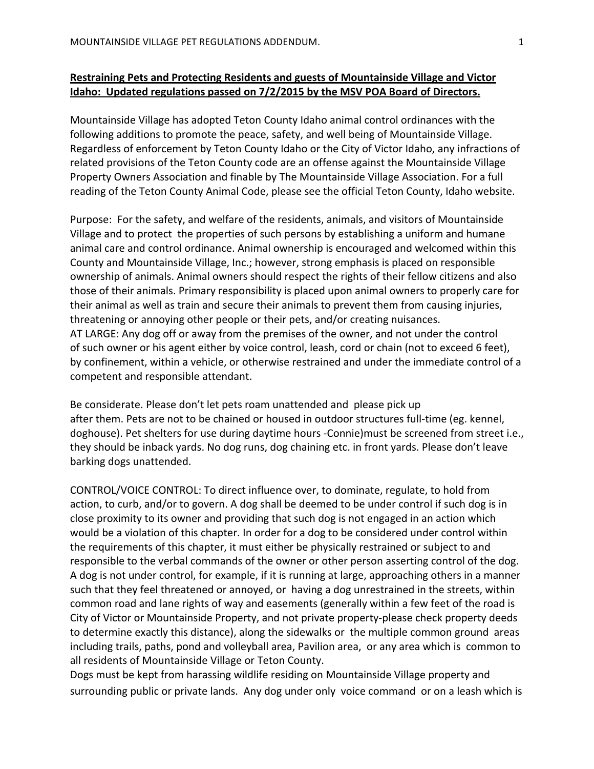**Restraining Pets and Protecting Residents and guests of Mountainside Village and Victor Idaho: Updated regulations passed on 7/2/2015 by the MSV POA Board of Directors.**

Mountainside Village has adopted Teton County Idaho animal control ordinances with the following additions to promote the peace, safety, and well being of Mountainside Village. Regardless of enforcement by Teton County Idaho or the City of Victor Idaho, any infractions of related provisions of the Teton County code are an offense against the Mountainside Village Property Owners Association and finable by The Mountainside Village Association. For a full reading of the Teton County Animal Code, please see the official Teton County, Idaho website.

Purpose: For the safety, and welfare of the residents, animals, and visitors of Mountainside Village and to protect the properties of such persons by establishing a uniform and humane animal care and control ordinance. Animal ownership is encouraged and welcomed within this County and Mountainside Village, Inc.; however, strong emphasis is placed on responsible ownership of animals. Animal owners should respect the rights of their fellow citizens and also those of their animals. Primary responsibility is placed upon animal owners to properly care for their animal as well as train and secure their animals to prevent them from causing injuries, threatening or annoying other people or their pets, and/or creating nuisances.
AT LARGE: Any dog off or away from the premises of the owner, and not under the control of such owner or his agent either by voice control, leash, cord or chain (not to exceed 6 feet), by confinement, within a vehicle, or otherwise restrained and under the immediate control of a competent and responsible attendant.

Be considerate. Please don't let pets roam unattended and please pick up after them. Pets are not to be chained or housed in outdoor structures full-time (eg. kennel, doghouse). Pet shelters for use during daytime hours -Connie)must be screened from street i.e., they should be inback yards. No dog runs, dog chaining etc. in front yards. Please don't leave barking dogs unattended.

CONTROL/VOICE CONTROL: To direct influence over, to dominate, regulate, to hold from action, to curb, and/or to govern. A dog shall be deemed to be under control if such dog is in close proximity to its owner and providing that such dog is not engaged in an action which would be a violation of this chapter. In order for a dog to be considered under control within the requirements of this chapter, it must either be physically restrained or subject to and responsible to the verbal commands of the owner or other person asserting control of the dog. A dog is not under control, for example, if it is running at large, approaching others in a manner such that they feel threatened or annoyed, or having a dog unrestrained in the streets, within common road and lane rights of way and easements (generally within a few feet of the road is City of Victor or Mountainside Property, and not private property-please check property deeds to determine exactly this distance), along the sidewalks or the multiple common ground areas including trails, paths, pond and volleyball area, Pavilion area, or any area which is common to all residents of Mountainside Village or Teton County.
Dogs must be kept from harassing wildlife residing on Mountainside Village property and surrounding public or private lands. Any dog under only voice command or on a leash which is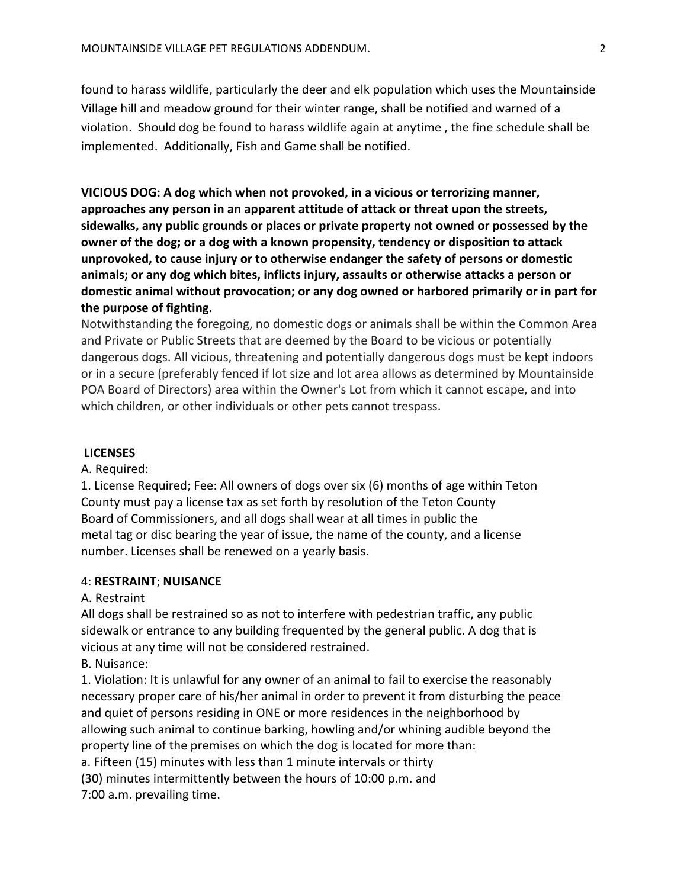found to harass wildlife, particularly the deer and elk population which uses the Mountainside Village hill and meadow ground for their winter range, shall be notified and warned of a violation. Should dog be found to harass wildlife again at anytime , the fine schedule shall be implemented. Additionally, Fish and Game shall be notified.

**VICIOUS DOG: A dog which when not provoked, in a vicious or terrorizing manner, approaches any person in an apparent attitude of attack or threat upon the streets, sidewalks, any public grounds or places or private property not owned or possessed by the owner of the dog; or a dog with a known propensity, tendency or disposition to attack unprovoked, to cause injury or to otherwise endanger the safety of persons or domestic animals; or any dog which bites, inflicts injury, assaults or otherwise attacks a person or domestic animal without provocation; or any dog owned or harbored primarily or in part for the purpose of fighting.**

Notwithstanding the foregoing, no domestic dogs or animals shall be within the Common Area and Private or Public Streets that are deemed by the Board to be vicious or potentially dangerous dogs. All vicious, threatening and potentially dangerous dogs must be kept indoors or in a secure (preferably fenced if lot size and lot area allows as determined by Mountainside POA Board of Directors) area within the Owner's Lot from which it cannot escape, and into which children, or other individuals or other pets cannot trespass.

**LICENSES**

A. Required:

1. License Required; Fee: All owners of dogs over six (6) months of age within Teton County must pay a license tax as set forth by resolution of the Teton County Board of Commissioners, and all dogs shall wear at all times in public the metal tag or disc bearing the year of issue, the name of the county, and a license number. Licenses shall be renewed on a yearly basis.

4: **RESTRAINT**; **NUISANCE**

A. Restraint

All dogs shall be restrained so as not to interfere with pedestrian traffic, any public sidewalk or entrance to any building frequented by the general public. A dog that is vicious at any time will not be considered restrained.

B. Nuisance:

1. Violation: It is unlawful for any owner of an animal to fail to exercise the reasonably necessary proper care of his/her animal in order to prevent it from disturbing the peace and quiet of persons residing in ONE or more residences in the neighborhood by allowing such animal to continue barking, howling and/or whining audible beyond the property line of the premises on which the dog is located for more than:

a. Fifteen (15) minutes with less than 1 minute intervals or thirty (30) minutes intermittently between the hours of 10:00 p.m. and 7:00 a.m. prevailing time.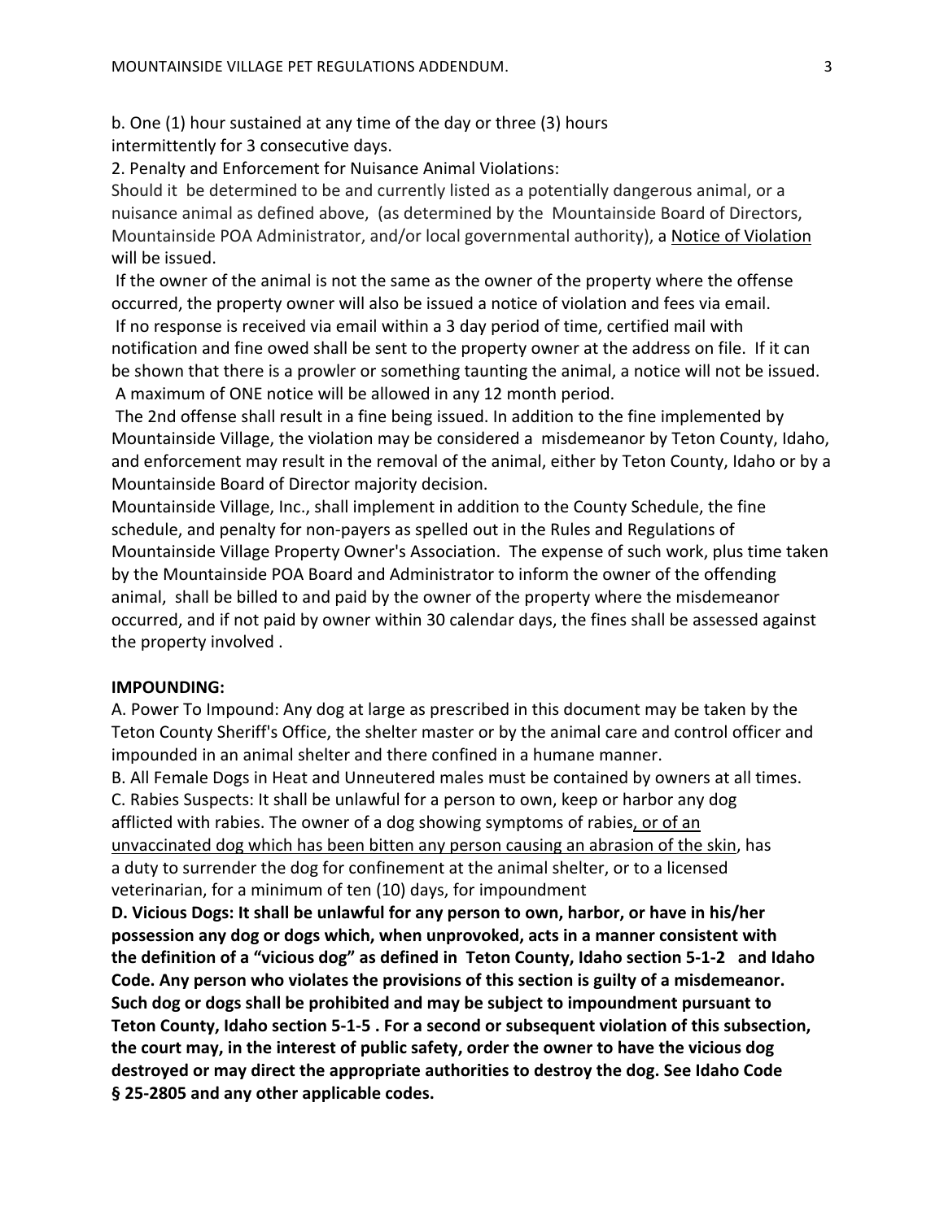b. One (1) hour sustained at any time of the day or three (3) hours intermittently for 3 consecutive days.

2. Penalty and Enforcement for Nuisance Animal Violations:

Should it be determined to be and currently listed as a potentially dangerous animal, or a nuisance animal as defined above, (as determined by the Mountainside Board of Directors, Mountainside POA Administrator, and/or local governmental authority), a <u>Notice of Violation</u> will be issued.

If the owner of the animal is not the same as the owner of the property where the offense occurred, the property owner will also be issued a notice of violation and fees via email.

If no response is received via email within a 3 day period of time, certified mail with notification and fine owed shall be sent to the property owner at the address on file. If it can be shown that there is a prowler or something taunting the animal, a notice will not be issued. A maximum of ONE notice will be allowed in any 12 month period.

The 2nd offense shall result in a fine being issued. In addition to the fine implemented by Mountainside Village, the violation may be considered a misdemeanor by Teton County, Idaho, and enforcement may result in the removal of the animal, either by Teton County, Idaho or by a Mountainside Board of Director majority decision.

Mountainside Village, Inc., shall implement in addition to the County Schedule, the fine schedule, and penalty for non-payers as spelled out in the Rules and Regulations of Mountainside Village Property Owner's Association. The expense of such work, plus time taken by the Mountainside POA Board and Administrator to inform the owner of the offending animal, shall be billed to and paid by the owner of the property where the misdemeanor occurred, and if not paid by owner within 30 calendar days, the fines shall be assessed against the property involved .

**IMPOUNDING:**

A. Power To Impound: Any dog at large as prescribed in this document may be taken by the Teton County Sheriff's Office, the shelter master or by the animal care and control officer and impounded in an animal shelter and there confined in a humane manner.

B. All Female Dogs in Heat and Unneutered males must be contained by owners at all times.

C. Rabies Suspects: It shall be unlawful for a person to own, keep or harbor any dog afflicted with rabies. The owner of a dog showing symptoms of rabies<u>, or of an unvaccinated dog which has been bitten any person causing an abrasion of the skin</u>, has a duty to surrender the dog for confinement at the animal shelter, or to a licensed veterinarian, for a minimum of ten (10) days, for impoundment

**D. Vicious Dogs: It shall be unlawful for any person to own, harbor, or have in his/her possession any dog or dogs which, when unprovoked, acts in a manner consistent with the definition of a "vicious dog" as defined in Teton County, Idaho section 5-1-2 and Idaho Code. Any person who violates the provisions of this section is guilty of a misdemeanor. Such dog or dogs shall be prohibited and may be subject to impoundment pursuant to Teton County, Idaho section 5-1-5 . For a second or subsequent violation of this subsection, the court may, in the interest of public safety, order the owner to have the vicious dog destroyed or may direct the appropriate authorities to destroy the dog. See Idaho Code § 25-2805 and any other applicable codes.**